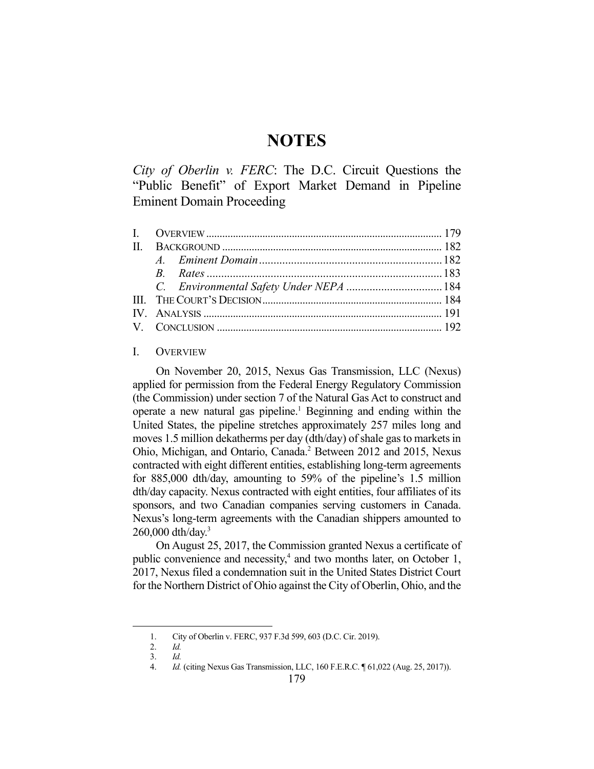# NOTES

*City of Oberlin v. FERC*: The D.C. Circuit Questions the "Public Benefit" of Export Market Demand in Pipeline Eminent Domain Proceeding

| | | |
|---|---|---|
| I. | OVERVIEW | 179 |
| II. | BACKGROUND | 182 |
| | *A. Eminent Domain* | 182 |
| | *B. Rates* | 183 |
| | *C. Environmental Safety Under NEPA* | 184 |
| III. | THE COURT'S DECISION | 184 |
| IV. | ANALYSIS | 191 |
| V. | CONCLUSION | 192 |

## I. OVERVIEW

On November 20, 2015, Nexus Gas Transmission, LLC (Nexus) applied for permission from the Federal Energy Regulatory Commission (the Commission) under section 7 of the Natural Gas Act to construct and operate a new natural gas pipeline.[1] Beginning and ending within the United States, the pipeline stretches approximately 257 miles long and moves 1.5 million dekatherms per day (dth/day) of shale gas to markets in Ohio, Michigan, and Ontario, Canada.[2] Between 2012 and 2015, Nexus contracted with eight different entities, establishing long-term agreements for 885,000 dth/day, amounting to 59% of the pipeline's 1.5 million dth/day capacity. Nexus contracted with eight entities, four affiliates of its sponsors, and two Canadian companies serving customers in Canada. Nexus's long-term agreements with the Canadian shippers amounted to 260,000 dth/day.[3]

On August 25, 2017, the Commission granted Nexus a certificate of public convenience and necessity,[4] and two months later, on October 1, 2017, Nexus filed a condemnation suit in the United States District Court for the Northern District of Ohio against the City of Oberlin, Ohio, and the

---

1. City of Oberlin v. FERC, 937 F.3d 599, 603 (D.C. Cir. 2019).
2. *Id.*
3. *Id.*
4. *Id.* (citing Nexus Gas Transmission, LLC, 160 F.E.R.C. ¶ 61,022 (Aug. 25, 2017)).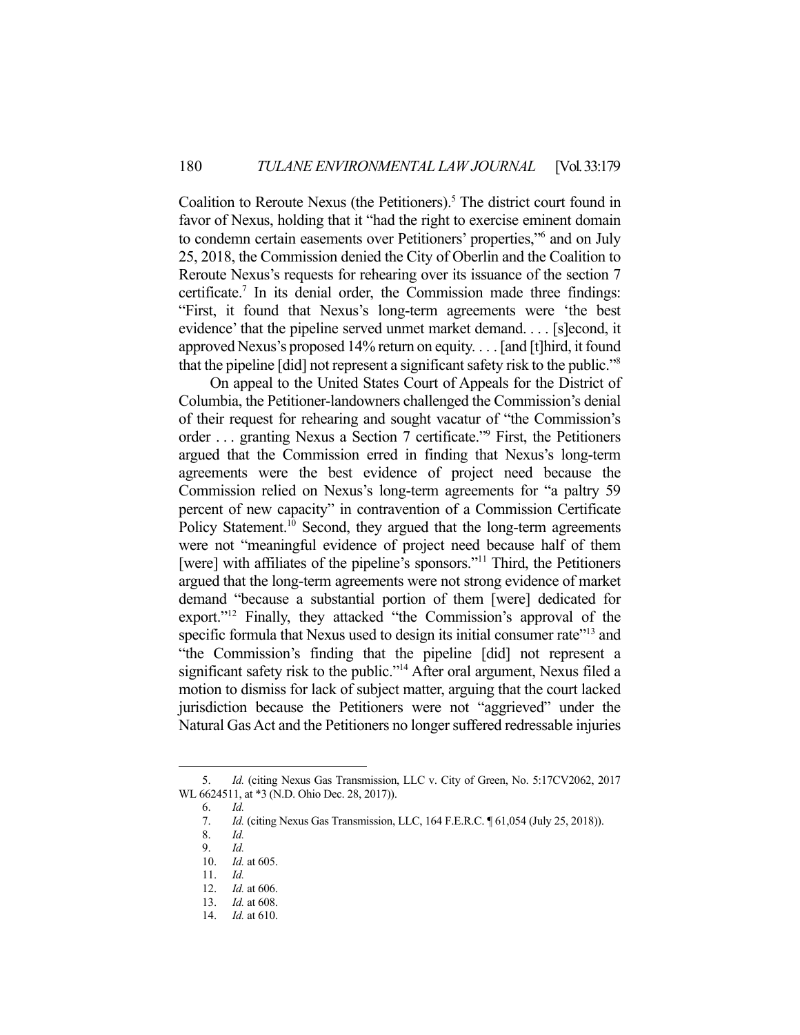Coalition to Reroute Nexus (the Petitioners).[5] The district court found in favor of Nexus, holding that it "had the right to exercise eminent domain to condemn certain easements over Petitioners' properties,"[6] and on July 25, 2018, the Commission denied the City of Oberlin and the Coalition to Reroute Nexus's requests for rehearing over its issuance of the section 7 certificate.[7] In its denial order, the Commission made three findings: "First, it found that Nexus's long-term agreements were 'the best evidence' that the pipeline served unmet market demand. . . . [s]econd, it approved Nexus's proposed 14% return on equity. . . . [and [t]hird, it found that the pipeline [did] not represent a significant safety risk to the public."[8]

On appeal to the United States Court of Appeals for the District of Columbia, the Petitioner-landowners challenged the Commission's denial of their request for rehearing and sought vacatur of "the Commission's order . . . granting Nexus a Section 7 certificate."[9] First, the Petitioners argued that the Commission erred in finding that Nexus's long-term agreements were the best evidence of project need because the Commission relied on Nexus's long-term agreements for "a paltry 59 percent of new capacity" in contravention of a Commission Certificate Policy Statement.[10] Second, they argued that the long-term agreements were not "meaningful evidence of project need because half of them [were] with affiliates of the pipeline's sponsors."[11] Third, the Petitioners argued that the long-term agreements were not strong evidence of market demand "because a substantial portion of them [were] dedicated for export."[12] Finally, they attacked "the Commission's approval of the specific formula that Nexus used to design its initial consumer rate"[13] and "the Commission's finding that the pipeline [did] not represent a significant safety risk to the public."[14] After oral argument, Nexus filed a motion to dismiss for lack of subject matter, arguing that the court lacked jurisdiction because the Petitioners were not "aggrieved" under the Natural Gas Act and the Petitioners no longer suffered redressable injuries

---

5. *Id.* (citing Nexus Gas Transmission, LLC v. City of Green, No. 5:17CV2062, 2017 WL 6624511, at *3 (N.D. Ohio Dec. 28, 2017)).

6. *Id.*

7. *Id.* (citing Nexus Gas Transmission, LLC, 164 F.E.R.C. ¶ 61,054 (July 25, 2018)).

8. *Id.*

9. *Id.*

10. *Id.* at 605.

11. *Id.*

12. *Id.* at 606.

13. *Id.* at 608.

14. *Id.* at 610.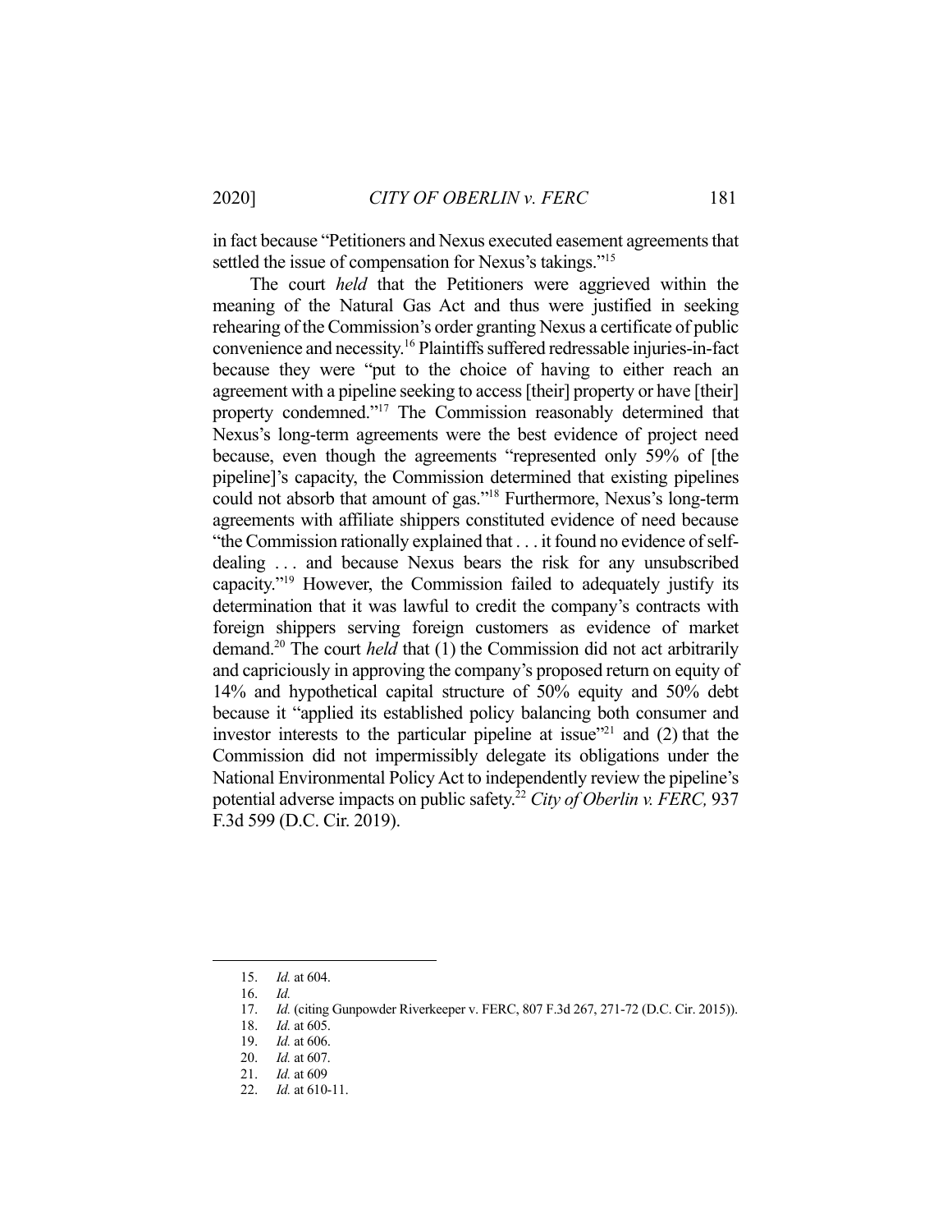in fact because "Petitioners and Nexus executed easement agreements that settled the issue of compensation for Nexus's takings."[15]

The court *held* that the Petitioners were aggrieved within the meaning of the Natural Gas Act and thus were justified in seeking rehearing of the Commission's order granting Nexus a certificate of public convenience and necessity.[16] Plaintiffs suffered redressable injuries-in-fact because they were "put to the choice of having to either reach an agreement with a pipeline seeking to access [their] property or have [their] property condemned."[17] The Commission reasonably determined that Nexus's long-term agreements were the best evidence of project need because, even though the agreements "represented only 59% of [the pipeline]'s capacity, the Commission determined that existing pipelines could not absorb that amount of gas."[18] Furthermore, Nexus's long-term agreements with affiliate shippers constituted evidence of need because "the Commission rationally explained that . . . it found no evidence of self-dealing . . . and because Nexus bears the risk for any unsubscribed capacity."[19] However, the Commission failed to adequately justify its determination that it was lawful to credit the company's contracts with foreign shippers serving foreign customers as evidence of market demand.[20] The court *held* that (1) the Commission did not act arbitrarily and capriciously in approving the company's proposed return on equity of 14% and hypothetical capital structure of 50% equity and 50% debt because it "applied its established policy balancing both consumer and investor interests to the particular pipeline at issue"[21] and (2) that the Commission did not impermissibly delegate its obligations under the National Environmental Policy Act to independently review the pipeline's potential adverse impacts on public safety.[22] *City of Oberlin v. FERC,* 937 F.3d 599 (D.C. Cir. 2019).

---

15. *Id.* at 604.
16. *Id.*
17. *Id.* (citing Gunpowder Riverkeeper v. FERC, 807 F.3d 267, 271-72 (D.C. Cir. 2015)).
18. *Id.* at 605.
19. *Id.* at 606.
20. *Id.* at 607.
21. *Id.* at 609
22. *Id.* at 610-11.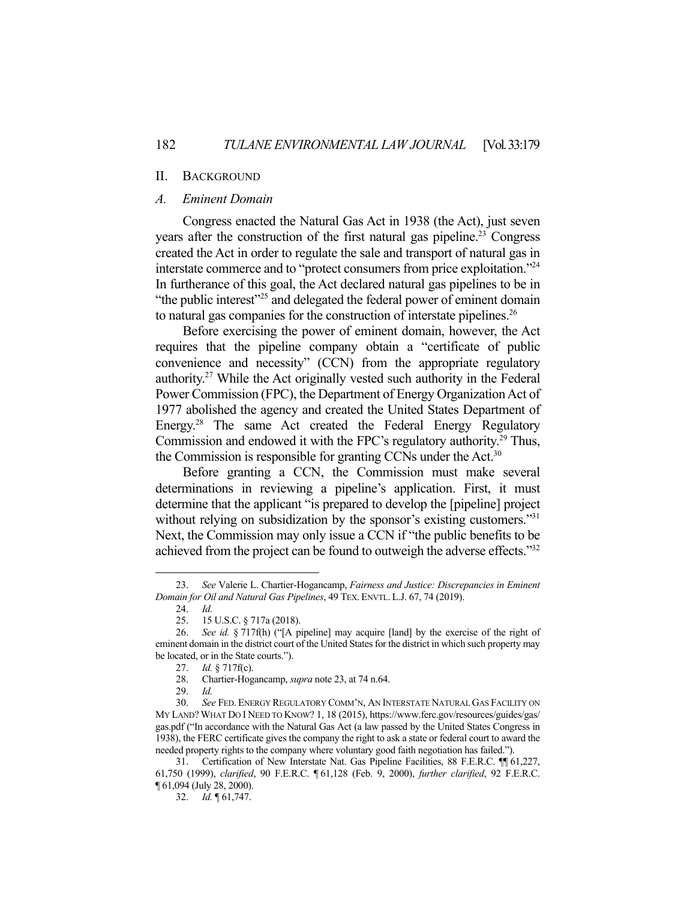## II. BACKGROUND

### *A. Eminent Domain*

Congress enacted the Natural Gas Act in 1938 (the Act), just seven years after the construction of the first natural gas pipeline.[23] Congress created the Act in order to regulate the sale and transport of natural gas in interstate commerce and to "protect consumers from price exploitation."[24] In furtherance of this goal, the Act declared natural gas pipelines to be in "the public interest"[25] and delegated the federal power of eminent domain to natural gas companies for the construction of interstate pipelines.[26]

Before exercising the power of eminent domain, however, the Act requires that the pipeline company obtain a "certificate of public convenience and necessity" (CCN) from the appropriate regulatory authority.[27] While the Act originally vested such authority in the Federal Power Commission (FPC), the Department of Energy Organization Act of 1977 abolished the agency and created the United States Department of Energy.[28] The same Act created the Federal Energy Regulatory Commission and endowed it with the FPC's regulatory authority.[29] Thus, the Commission is responsible for granting CCNs under the Act.[30]

Before granting a CCN, the Commission must make several determinations in reviewing a pipeline's application. First, it must determine that the applicant "is prepared to develop the [pipeline] project without relying on subsidization by the sponsor's existing customers."[31] Next, the Commission may only issue a CCN if "the public benefits to be achieved from the project can be found to outweigh the adverse effects."[32]

---

23. *See* Valerie L. Chartier-Hogancamp, *Fairness and Justice: Discrepancies in Eminent Domain for Oil and Natural Gas Pipelines*, 49 TEX. ENVTL. L.J. 67, 74 (2019).

24. *Id.*

25. 15 U.S.C. § 717a (2018).

26. *See id.* § 717f(h) ("[A pipeline] may acquire [land] by the exercise of the right of eminent domain in the district court of the United States for the district in which such property may be located, or in the State courts.").

27. *Id.* § 717f(c).

28. Chartier-Hogancamp, *supra* note 23, at 74 n.64.

29. *Id.*

30. *See* FED. ENERGY REGULATORY COMM'N, AN INTERSTATE NATURAL GAS FACILITY ON MY LAND? WHAT DO I NEED TO KNOW? 1, 18 (2015), https://www.ferc.gov/resources/guides/gas/gas.pdf ("In accordance with the Natural Gas Act (a law passed by the United States Congress in 1938), the FERC certificate gives the company the right to ask a state or federal court to award the needed property rights to the company where voluntary good faith negotiation has failed.").

31. Certification of New Interstate Nat. Gas Pipeline Facilities, 88 F.E.R.C. ¶¶ 61,227, 61,750 (1999), *clarified*, 90 F.E.R.C. ¶ 61,128 (Feb. 9, 2000), *further clarified*, 92 F.E.R.C. ¶ 61,094 (July 28, 2000).

32. *Id.* ¶ 61,747.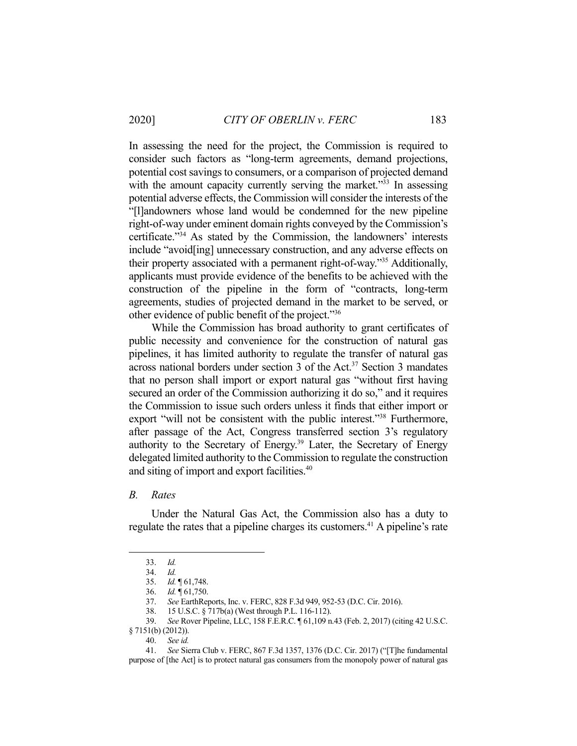In assessing the need for the project, the Commission is required to consider such factors as "long-term agreements, demand projections, potential cost savings to consumers, or a comparison of projected demand with the amount capacity currently serving the market."[33] In assessing potential adverse effects, the Commission will consider the interests of the "[l]andowners whose land would be condemned for the new pipeline right-of-way under eminent domain rights conveyed by the Commission's certificate."[34] As stated by the Commission, the landowners' interests include "avoid[ing] unnecessary construction, and any adverse effects on their property associated with a permanent right-of-way."[35] Additionally, applicants must provide evidence of the benefits to be achieved with the construction of the pipeline in the form of "contracts, long-term agreements, studies of projected demand in the market to be served, or other evidence of public benefit of the project."[36]

While the Commission has broad authority to grant certificates of public necessity and convenience for the construction of natural gas pipelines, it has limited authority to regulate the transfer of natural gas across national borders under section 3 of the Act.[37] Section 3 mandates that no person shall import or export natural gas "without first having secured an order of the Commission authorizing it do so," and it requires the Commission to issue such orders unless it finds that either import or export "will not be consistent with the public interest."[38] Furthermore, after passage of the Act, Congress transferred section 3's regulatory authority to the Secretary of Energy.[39] Later, the Secretary of Energy delegated limited authority to the Commission to regulate the construction and siting of import and export facilities.[40]

### *B. Rates*

Under the Natural Gas Act, the Commission also has a duty to regulate the rates that a pipeline charges its customers.[41] A pipeline's rate

---

33. *Id.*

34. *Id.*

35. *Id.* ¶ 61,748.

36. *Id.* ¶ 61,750.

37. *See* EarthReports, Inc. v. FERC, 828 F.3d 949, 952-53 (D.C. Cir. 2016).

38. 15 U.S.C. § 717b(a) (West through P.L. 116-112).

39. *See* Rover Pipeline, LLC, 158 F.E.R.C. ¶ 61,109 n.43 (Feb. 2, 2017) (citing 42 U.S.C. § 7151(b) (2012)).

40. *See id.*

41. *See* Sierra Club v. FERC, 867 F.3d 1357, 1376 (D.C. Cir. 2017) ("[T]he fundamental purpose of [the Act] is to protect natural gas consumers from the monopoly power of natural gas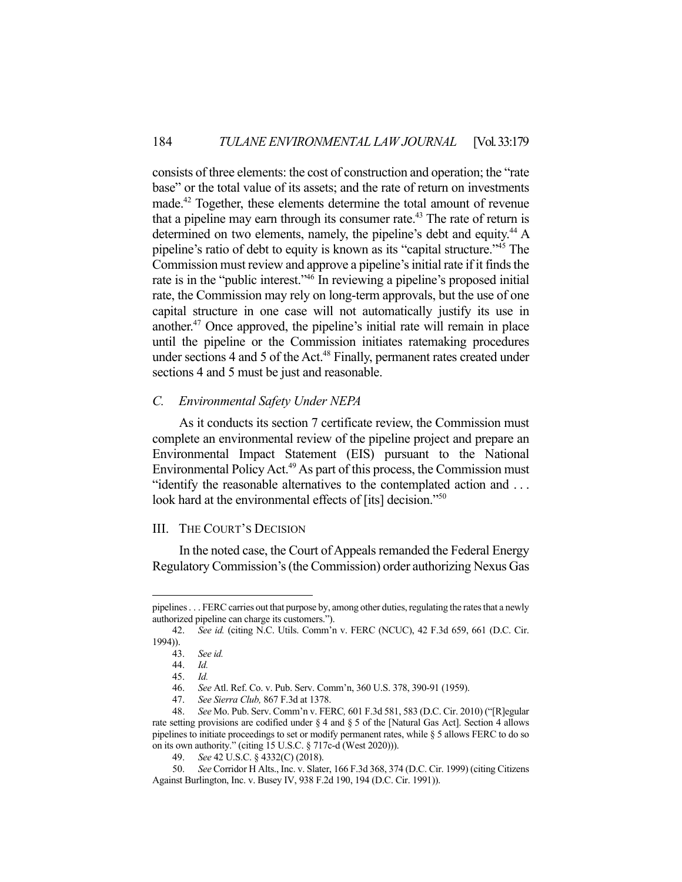consists of three elements: the cost of construction and operation; the "rate base" or the total value of its assets; and the rate of return on investments made.[42] Together, these elements determine the total amount of revenue that a pipeline may earn through its consumer rate.[43] The rate of return is determined on two elements, namely, the pipeline's debt and equity.[44] A pipeline's ratio of debt to equity is known as its "capital structure."[45] The Commission must review and approve a pipeline's initial rate if it finds the rate is in the "public interest."[46] In reviewing a pipeline's proposed initial rate, the Commission may rely on long-term approvals, but the use of one capital structure in one case will not automatically justify its use in another.[47] Once approved, the pipeline's initial rate will remain in place until the pipeline or the Commission initiates ratemaking procedures under sections 4 and 5 of the Act.[48] Finally, permanent rates created under sections 4 and 5 must be just and reasonable.

### *C. Environmental Safety Under NEPA*

As it conducts its section 7 certificate review, the Commission must complete an environmental review of the pipeline project and prepare an Environmental Impact Statement (EIS) pursuant to the National Environmental Policy Act.[49] As part of this process, the Commission must "identify the reasonable alternatives to the contemplated action and . . . look hard at the environmental effects of [its] decision."[50]

## III. THE COURT'S DECISION

In the noted case, the Court of Appeals remanded the Federal Energy Regulatory Commission's (the Commission) order authorizing Nexus Gas

---

pipelines . . . FERC carries out that purpose by, among other duties, regulating the rates that a newly authorized pipeline can charge its customers.").

42. *See id.* (citing N.C. Utils. Comm'n v. FERC (NCUC), 42 F.3d 659, 661 (D.C. Cir. 1994)).

43. *See id.*

44. *Id.*

45. *Id.*

46. *See* Atl. Ref. Co. v. Pub. Serv. Comm'n, 360 U.S. 378, 390-91 (1959).

47. *See Sierra Club,* 867 F.3d at 1378.

48. *See* Mo. Pub. Serv. Comm'n v. FERC*,* 601 F.3d 581, 583 (D.C. Cir. 2010) ("[R]egular rate setting provisions are codified under § 4 and § 5 of the [Natural Gas Act]. Section 4 allows pipelines to initiate proceedings to set or modify permanent rates, while § 5 allows FERC to do so on its own authority." (citing 15 U.S.C. § 717c-d (West 2020))).

49. *See* 42 U.S.C. § 4332(C) (2018).

50. *See* Corridor H Alts., Inc. v. Slater, 166 F.3d 368, 374 (D.C. Cir. 1999) (citing Citizens Against Burlington, Inc. v. Busey IV, 938 F.2d 190, 194 (D.C. Cir. 1991)).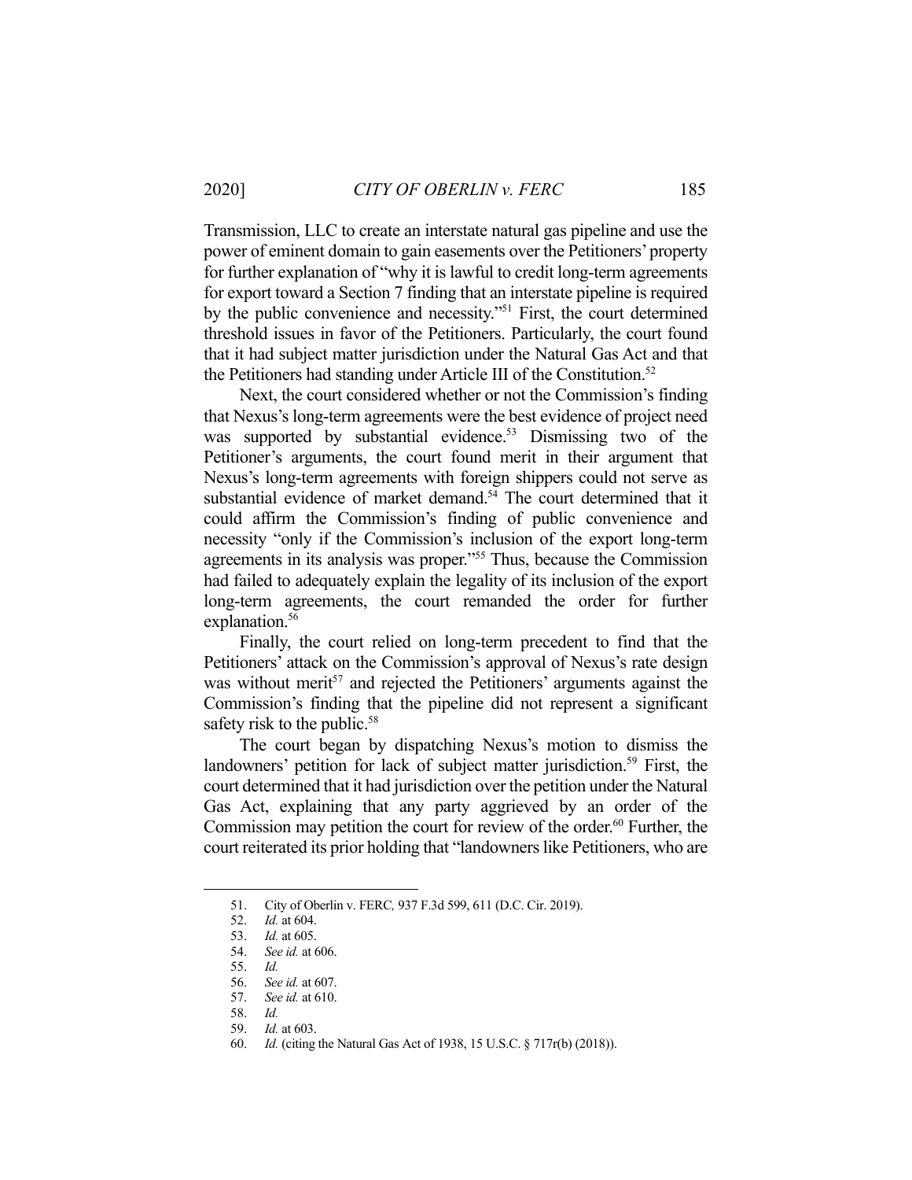Transmission, LLC to create an interstate natural gas pipeline and use the power of eminent domain to gain easements over the Petitioners' property for further explanation of "why it is lawful to credit long-term agreements for export toward a Section 7 finding that an interstate pipeline is required by the public convenience and necessity."[51] First, the court determined threshold issues in favor of the Petitioners. Particularly, the court found that it had subject matter jurisdiction under the Natural Gas Act and that the Petitioners had standing under Article III of the Constitution.[52]

Next, the court considered whether or not the Commission's finding that Nexus's long-term agreements were the best evidence of project need was supported by substantial evidence.[53] Dismissing two of the Petitioner's arguments, the court found merit in their argument that Nexus's long-term agreements with foreign shippers could not serve as substantial evidence of market demand.[54] The court determined that it could affirm the Commission's finding of public convenience and necessity "only if the Commission's inclusion of the export long-term agreements in its analysis was proper."[55] Thus, because the Commission had failed to adequately explain the legality of its inclusion of the export long-term agreements, the court remanded the order for further explanation.[56]

Finally, the court relied on long-term precedent to find that the Petitioners' attack on the Commission's approval of Nexus's rate design was without merit[57] and rejected the Petitioners' arguments against the Commission's finding that the pipeline did not represent a significant safety risk to the public.[58]

The court began by dispatching Nexus's motion to dismiss the landowners' petition for lack of subject matter jurisdiction.[59] First, the court determined that it had jurisdiction over the petition under the Natural Gas Act, explaining that any party aggrieved by an order of the Commission may petition the court for review of the order.[60] Further, the court reiterated its prior holding that "landowners like Petitioners, who are

---

51. City of Oberlin v. FERC*,* 937 F.3d 599, 611 (D.C. Cir. 2019).
52. *Id.* at 604.
53. *Id.* at 605.
54. *See id.* at 606.
55. *Id.*
56. *See id.* at 607.
57. *See id.* at 610.
58. *Id.*
59. *Id.* at 603.
60. *Id.* (citing the Natural Gas Act of 1938, 15 U.S.C. § 717r(b) (2018)).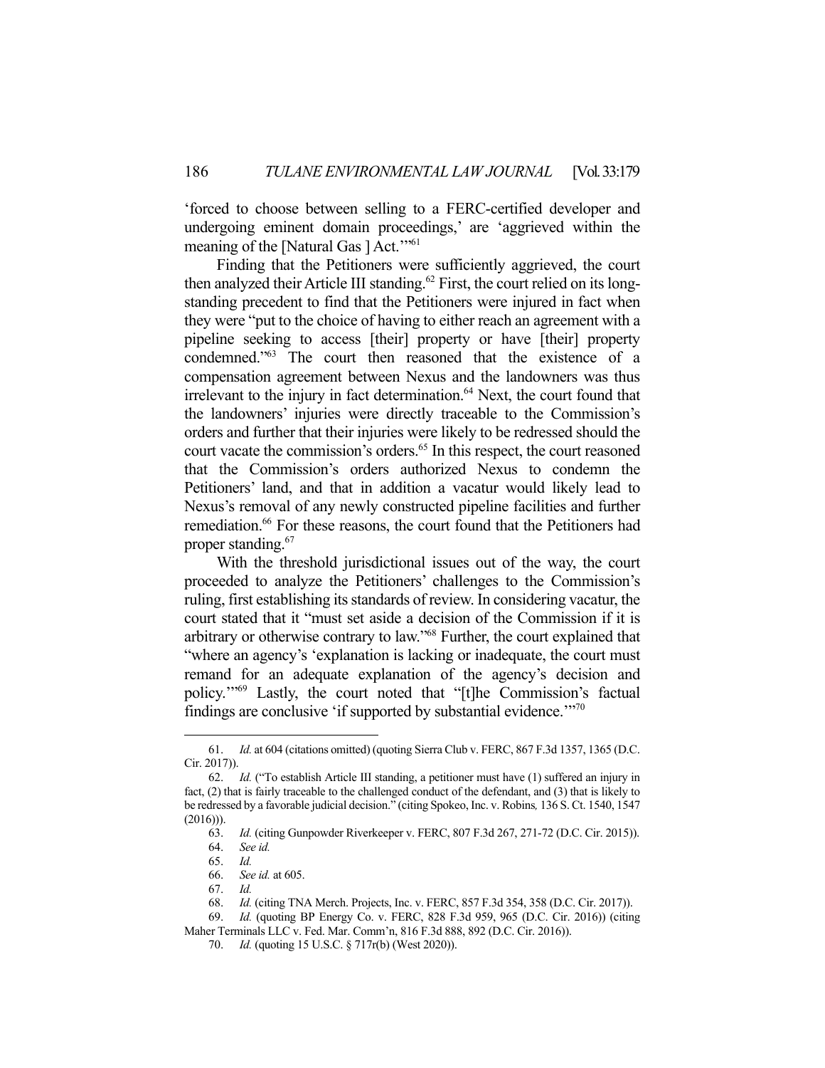'forced to choose between selling to a FERC-certified developer and undergoing eminent domain proceedings,' are 'aggrieved within the meaning of the [Natural Gas ] Act.'"[61]

Finding that the Petitioners were sufficiently aggrieved, the court then analyzed their Article III standing.[62] First, the court relied on its long-standing precedent to find that the Petitioners were injured in fact when they were "put to the choice of having to either reach an agreement with a pipeline seeking to access [their] property or have [their] property condemned."[63] The court then reasoned that the existence of a compensation agreement between Nexus and the landowners was thus irrelevant to the injury in fact determination.[64] Next, the court found that the landowners' injuries were directly traceable to the Commission's orders and further that their injuries were likely to be redressed should the court vacate the commission's orders.[65] In this respect, the court reasoned that the Commission's orders authorized Nexus to condemn the Petitioners' land, and that in addition a vacatur would likely lead to Nexus's removal of any newly constructed pipeline facilities and further remediation.[66] For these reasons, the court found that the Petitioners had proper standing.[67]

With the threshold jurisdictional issues out of the way, the court proceeded to analyze the Petitioners' challenges to the Commission's ruling, first establishing its standards of review. In considering vacatur, the court stated that it "must set aside a decision of the Commission if it is arbitrary or otherwise contrary to law."[68] Further, the court explained that "where an agency's 'explanation is lacking or inadequate, the court must remand for an adequate explanation of the agency's decision and policy.'"[69] Lastly, the court noted that "[t]he Commission's factual findings are conclusive 'if supported by substantial evidence.'"[70]

---

61. *Id.* at 604 (citations omitted) (quoting Sierra Club v. FERC, 867 F.3d 1357, 1365 (D.C. Cir. 2017)).

62. *Id.* ("To establish Article III standing, a petitioner must have (1) suffered an injury in fact, (2) that is fairly traceable to the challenged conduct of the defendant, and (3) that is likely to be redressed by a favorable judicial decision." (citing Spokeo, Inc. v. Robins*,* 136 S. Ct. 1540, 1547 (2016))).

63. *Id.* (citing Gunpowder Riverkeeper v. FERC, 807 F.3d 267, 271-72 (D.C. Cir. 2015)).

64. *See id.*

65. *Id.*

66. *See id.* at 605.

67. *Id.*

68. *Id.* (citing TNA Merch. Projects, Inc. v. FERC, 857 F.3d 354, 358 (D.C. Cir. 2017)).

69. *Id.* (quoting BP Energy Co. v. FERC, 828 F.3d 959, 965 (D.C. Cir. 2016)) (citing Maher Terminals LLC v. Fed. Mar. Comm'n, 816 F.3d 888, 892 (D.C. Cir. 2016)).

70. *Id.* (quoting 15 U.S.C. § 717r(b) (West 2020)).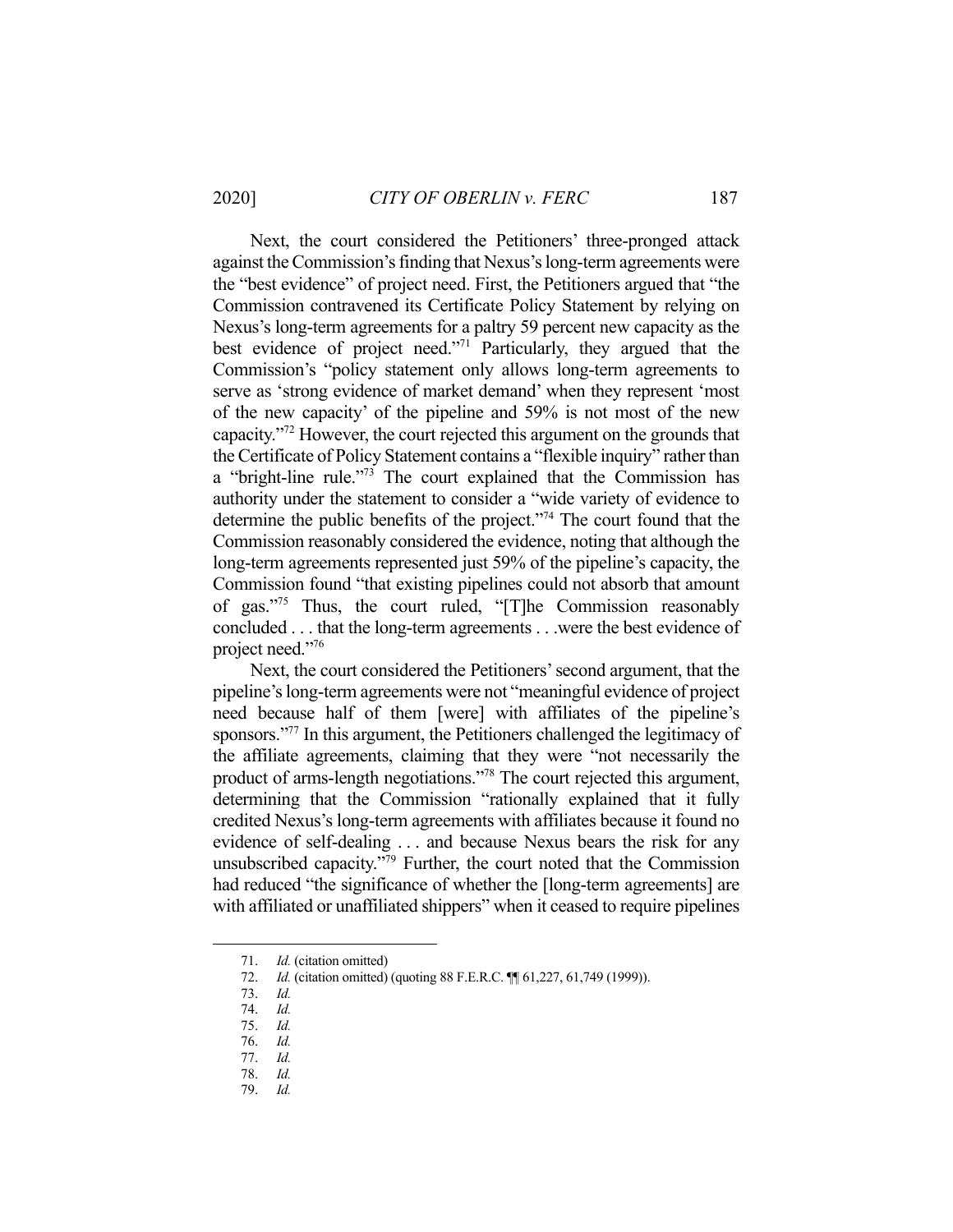Next, the court considered the Petitioners' three-pronged attack against the Commission's finding that Nexus's long-term agreements were the "best evidence" of project need. First, the Petitioners argued that "the Commission contravened its Certificate Policy Statement by relying on Nexus's long-term agreements for a paltry 59 percent new capacity as the best evidence of project need."[71] Particularly, they argued that the Commission's "policy statement only allows long-term agreements to serve as 'strong evidence of market demand' when they represent 'most of the new capacity' of the pipeline and 59% is not most of the new capacity."[72] However, the court rejected this argument on the grounds that the Certificate of Policy Statement contains a "flexible inquiry" rather than a "bright-line rule."[73] The court explained that the Commission has authority under the statement to consider a "wide variety of evidence to determine the public benefits of the project."[74] The court found that the Commission reasonably considered the evidence, noting that although the long-term agreements represented just 59% of the pipeline's capacity, the Commission found "that existing pipelines could not absorb that amount of gas."[75] Thus, the court ruled, "[T]he Commission reasonably concluded . . . that the long-term agreements . . .were the best evidence of project need."[76]

Next, the court considered the Petitioners' second argument, that the pipeline's long-term agreements were not "meaningful evidence of project need because half of them [were] with affiliates of the pipeline's sponsors."[77] In this argument, the Petitioners challenged the legitimacy of the affiliate agreements, claiming that they were "not necessarily the product of arms-length negotiations."[78] The court rejected this argument, determining that the Commission "rationally explained that it fully credited Nexus's long-term agreements with affiliates because it found no evidence of self-dealing . . . and because Nexus bears the risk for any unsubscribed capacity."[79] Further, the court noted that the Commission had reduced "the significance of whether the [long-term agreements] are with affiliated or unaffiliated shippers" when it ceased to require pipelines

---

71. *Id.* (citation omitted)
72. *Id.* (citation omitted) (quoting 88 F.E.R.C. ¶¶ 61,227, 61,749 (1999)).
73. *Id.*
74. *Id.*
75. *Id.*
76. *Id.*
77. *Id.*
78. *Id.*
79. *Id.*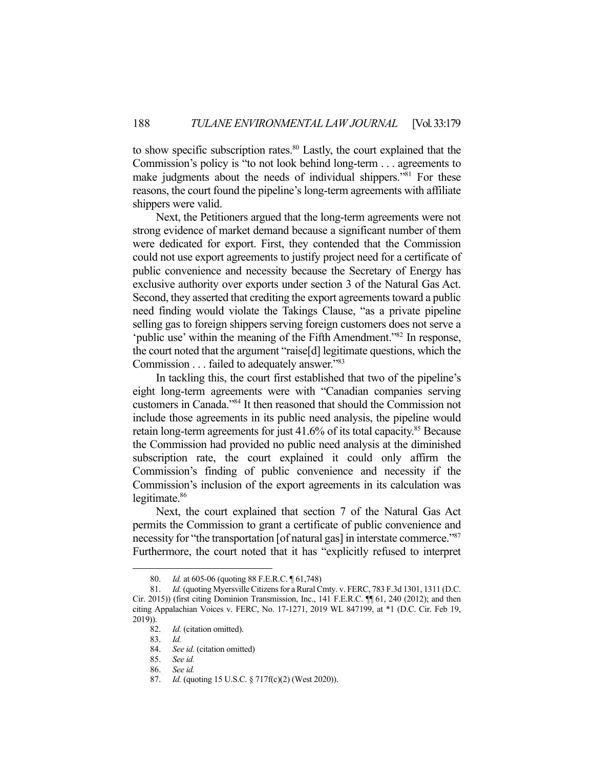to show specific subscription rates.[80] Lastly, the court explained that the Commission's policy is "to not look behind long-term . . . agreements to make judgments about the needs of individual shippers."[81] For these reasons, the court found the pipeline's long-term agreements with affiliate shippers were valid.

Next, the Petitioners argued that the long-term agreements were not strong evidence of market demand because a significant number of them were dedicated for export. First, they contended that the Commission could not use export agreements to justify project need for a certificate of public convenience and necessity because the Secretary of Energy has exclusive authority over exports under section 3 of the Natural Gas Act. Second, they asserted that crediting the export agreements toward a public need finding would violate the Takings Clause, "as a private pipeline selling gas to foreign shippers serving foreign customers does not serve a 'public use' within the meaning of the Fifth Amendment."[82] In response, the court noted that the argument "raise[d] legitimate questions, which the Commission . . . failed to adequately answer."[83]

In tackling this, the court first established that two of the pipeline's eight long-term agreements were with "Canadian companies serving customers in Canada."[84] It then reasoned that should the Commission not include those agreements in its public need analysis, the pipeline would retain long-term agreements for just 41.6% of its total capacity.[85] Because the Commission had provided no public need analysis at the diminished subscription rate, the court explained it could only affirm the Commission's finding of public convenience and necessity if the Commission's inclusion of the export agreements in its calculation was legitimate.[86]

Next, the court explained that section 7 of the Natural Gas Act permits the Commission to grant a certificate of public convenience and necessity for "the transportation [of natural gas] in interstate commerce."[87] Furthermore, the court noted that it has "explicitly refused to interpret

---

80. *Id.* at 605-06 (quoting 88 F.E.R.C. ¶ 61,748)

81. *Id.* (quoting Myersville Citizens for a Rural Cmty. v. FERC, 783 F.3d 1301, 1311 (D.C. Cir. 2015)) (first citing Dominion Transmission, Inc., 141 F.E.R.C. ¶¶ 61, 240 (2012); and then citing Appalachian Voices v. FERC, No. 17-1271, 2019 WL 847199, at *1 (D.C. Cir. Feb 19, 2019)).

82. *Id.* (citation omitted).

83. *Id.*

84. *See id.* (citation omitted)

85. *See id.*

86. *See id.*

87. *Id.* (quoting 15 U.S.C. § 717f(c)(2) (West 2020)).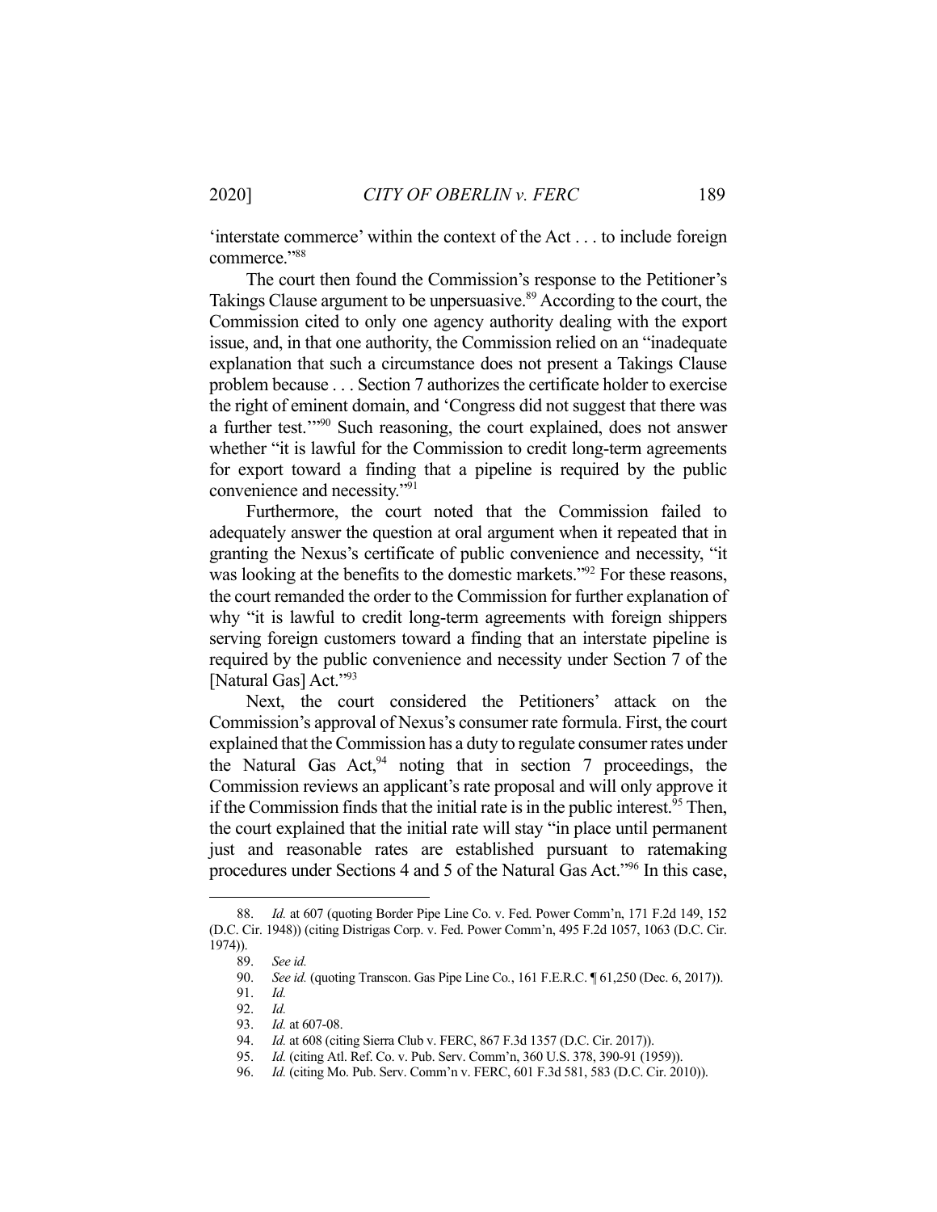'interstate commerce' within the context of the Act . . . to include foreign commerce."[88]

The court then found the Commission's response to the Petitioner's Takings Clause argument to be unpersuasive.[89] According to the court, the Commission cited to only one agency authority dealing with the export issue, and, in that one authority, the Commission relied on an "inadequate explanation that such a circumstance does not present a Takings Clause problem because . . . Section 7 authorizes the certificate holder to exercise the right of eminent domain, and 'Congress did not suggest that there was a further test.'"[90] Such reasoning, the court explained, does not answer whether "it is lawful for the Commission to credit long-term agreements for export toward a finding that a pipeline is required by the public convenience and necessity."[91]

Furthermore, the court noted that the Commission failed to adequately answer the question at oral argument when it repeated that in granting the Nexus's certificate of public convenience and necessity, "it was looking at the benefits to the domestic markets."[92] For these reasons, the court remanded the order to the Commission for further explanation of why "it is lawful to credit long-term agreements with foreign shippers serving foreign customers toward a finding that an interstate pipeline is required by the public convenience and necessity under Section 7 of the [Natural Gas] Act."[93]

Next, the court considered the Petitioners' attack on the Commission's approval of Nexus's consumer rate formula. First, the court explained that the Commission has a duty to regulate consumer rates under the Natural Gas Act,[94] noting that in section 7 proceedings, the Commission reviews an applicant's rate proposal and will only approve it if the Commission finds that the initial rate is in the public interest.[95] Then, the court explained that the initial rate will stay "in place until permanent just and reasonable rates are established pursuant to ratemaking procedures under Sections 4 and 5 of the Natural Gas Act."[96] In this case,

---

88. *Id.* at 607 (quoting Border Pipe Line Co. v. Fed. Power Comm'n, 171 F.2d 149, 152 (D.C. Cir. 1948)) (citing Distrigas Corp. v. Fed. Power Comm'n, 495 F.2d 1057, 1063 (D.C. Cir. 1974)).

89. *See id.*

90. *See id.* (quoting Transcon. Gas Pipe Line Co., 161 F.E.R.C. ¶ 61,250 (Dec. 6, 2017)).

91. *Id.*

92. *Id.*

93. *Id.* at 607-08.

94. *Id.* at 608 (citing Sierra Club v. FERC, 867 F.3d 1357 (D.C. Cir. 2017)).

95. *Id.* (citing Atl. Ref. Co. v. Pub. Serv. Comm'n, 360 U.S. 378, 390-91 (1959)).

96. *Id.* (citing Mo. Pub. Serv. Comm'n v. FERC, 601 F.3d 581, 583 (D.C. Cir. 2010)).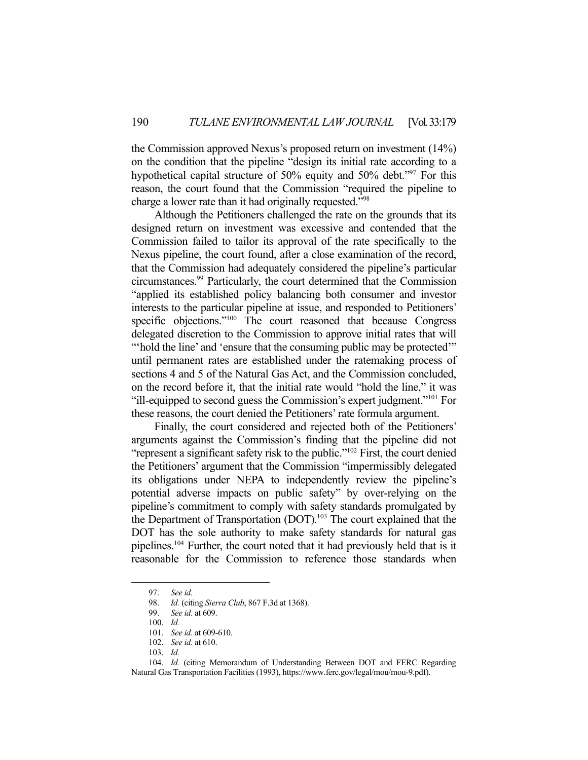the Commission approved Nexus's proposed return on investment (14%) on the condition that the pipeline "design its initial rate according to a hypothetical capital structure of 50% equity and 50% debt."[97] For this reason, the court found that the Commission "required the pipeline to charge a lower rate than it had originally requested."[98]

Although the Petitioners challenged the rate on the grounds that its designed return on investment was excessive and contended that the Commission failed to tailor its approval of the rate specifically to the Nexus pipeline, the court found, after a close examination of the record, that the Commission had adequately considered the pipeline's particular circumstances.[99] Particularly, the court determined that the Commission "applied its established policy balancing both consumer and investor interests to the particular pipeline at issue, and responded to Petitioners' specific objections."[100] The court reasoned that because Congress delegated discretion to the Commission to approve initial rates that will "'hold the line' and 'ensure that the consuming public may be protected'" until permanent rates are established under the ratemaking process of sections 4 and 5 of the Natural Gas Act, and the Commission concluded, on the record before it, that the initial rate would "hold the line," it was "ill-equipped to second guess the Commission's expert judgment."[101] For these reasons, the court denied the Petitioners' rate formula argument.

Finally, the court considered and rejected both of the Petitioners' arguments against the Commission's finding that the pipeline did not "represent a significant safety risk to the public."[102] First, the court denied the Petitioners' argument that the Commission "impermissibly delegated its obligations under NEPA to independently review the pipeline's potential adverse impacts on public safety" by over-relying on the pipeline's commitment to comply with safety standards promulgated by the Department of Transportation (DOT).[103] The court explained that the DOT has the sole authority to make safety standards for natural gas pipelines.[104] Further, the court noted that it had previously held that is it reasonable for the Commission to reference those standards when

---

97. *See id.*

98. *Id.* (citing *Sierra Club*, 867 F.3d at 1368).

99. *See id.* at 609.

100. *Id.*

101. *See id.* at 609-610.

102. *See id.* at 610.

103. *Id.*

104. *Id.* (citing Memorandum of Understanding Between DOT and FERC Regarding Natural Gas Transportation Facilities (1993), https://www.ferc.gov/legal/mou/mou-9.pdf).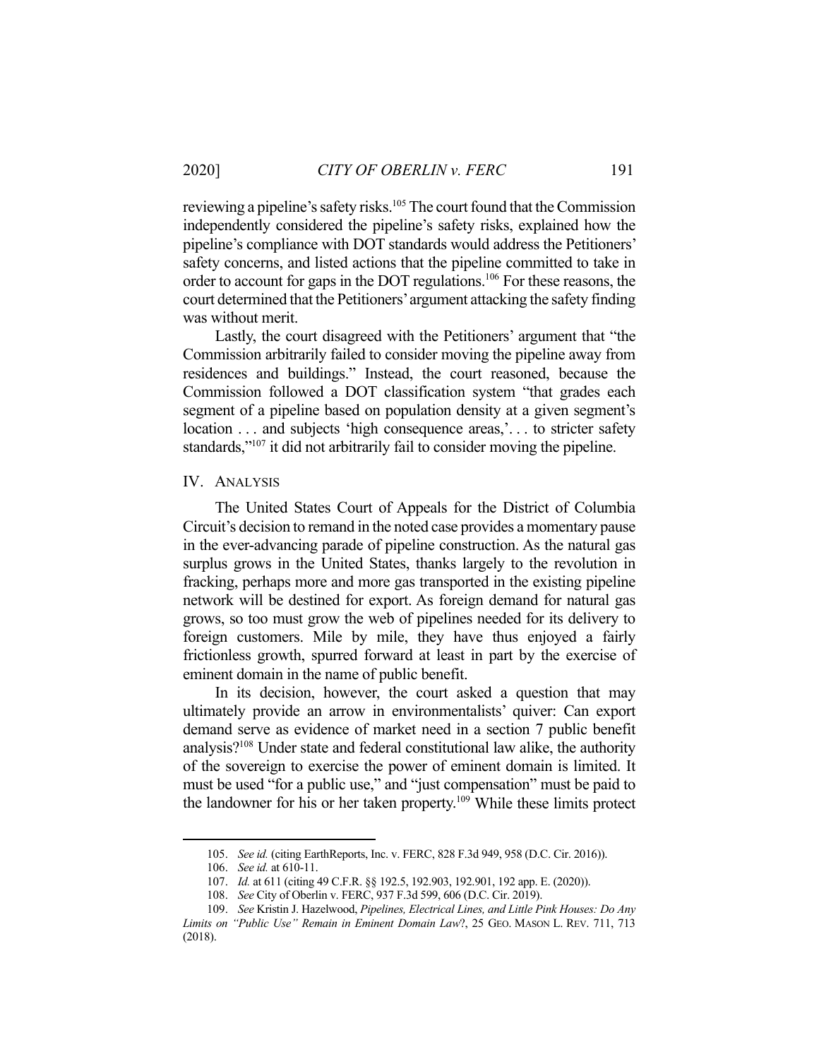reviewing a pipeline's safety risks.[105] The court found that the Commission independently considered the pipeline's safety risks, explained how the pipeline's compliance with DOT standards would address the Petitioners' safety concerns, and listed actions that the pipeline committed to take in order to account for gaps in the DOT regulations.[106] For these reasons, the court determined that the Petitioners' argument attacking the safety finding was without merit.

Lastly, the court disagreed with the Petitioners' argument that "the Commission arbitrarily failed to consider moving the pipeline away from residences and buildings." Instead, the court reasoned, because the Commission followed a DOT classification system "that grades each segment of a pipeline based on population density at a given segment's location . . . and subjects 'high consequence areas,'. . . to stricter safety standards,"[107] it did not arbitrarily fail to consider moving the pipeline.

## IV. ANALYSIS

The United States Court of Appeals for the District of Columbia Circuit's decision to remand in the noted case provides a momentary pause in the ever-advancing parade of pipeline construction. As the natural gas surplus grows in the United States, thanks largely to the revolution in fracking, perhaps more and more gas transported in the existing pipeline network will be destined for export. As foreign demand for natural gas grows, so too must grow the web of pipelines needed for its delivery to foreign customers. Mile by mile, they have thus enjoyed a fairly frictionless growth, spurred forward at least in part by the exercise of eminent domain in the name of public benefit.

In its decision, however, the court asked a question that may ultimately provide an arrow in environmentalists' quiver: Can export demand serve as evidence of market need in a section 7 public benefit analysis?[108] Under state and federal constitutional law alike, the authority of the sovereign to exercise the power of eminent domain is limited. It must be used "for a public use," and "just compensation" must be paid to the landowner for his or her taken property.[109] While these limits protect

---

105. *See id.* (citing EarthReports, Inc. v. FERC, 828 F.3d 949, 958 (D.C. Cir. 2016)).

106. *See id.* at 610-11.

107. *Id.* at 611 (citing 49 C.F.R. §§ 192.5, 192.903, 192.901, 192 app. E. (2020)).

108. *See* City of Oberlin v. FERC, 937 F.3d 599, 606 (D.C. Cir. 2019).

109. *See* Kristin J. Hazelwood, *Pipelines, Electrical Lines, and Little Pink Houses: Do Any Limits on "Public Use" Remain in Eminent Domain Law?*, 25 GEO. MASON L. REV. 711, 713 (2018).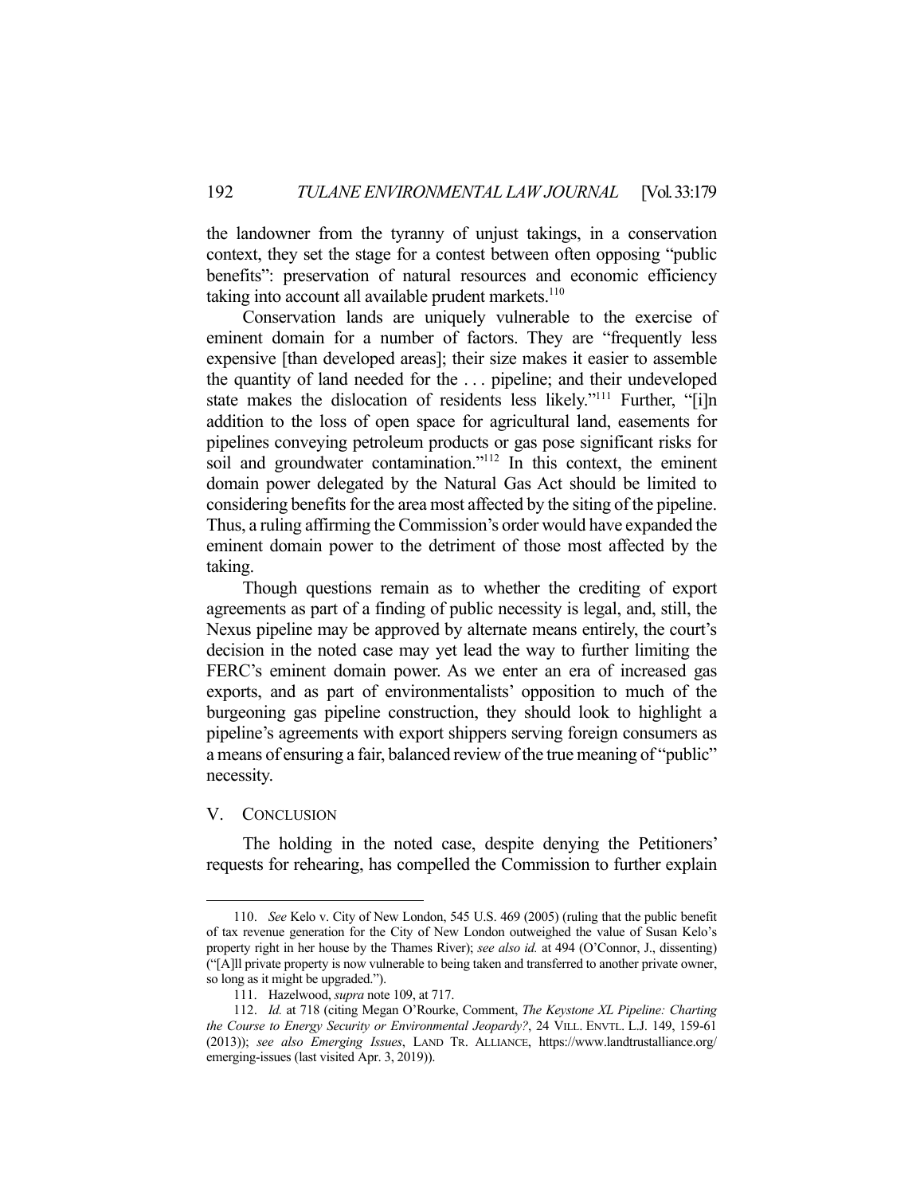the landowner from the tyranny of unjust takings, in a conservation context, they set the stage for a contest between often opposing "public benefits": preservation of natural resources and economic efficiency taking into account all available prudent markets.[110]

Conservation lands are uniquely vulnerable to the exercise of eminent domain for a number of factors. They are "frequently less expensive [than developed areas]; their size makes it easier to assemble the quantity of land needed for the . . . pipeline; and their undeveloped state makes the dislocation of residents less likely."[111] Further, "[i]n addition to the loss of open space for agricultural land, easements for pipelines conveying petroleum products or gas pose significant risks for soil and groundwater contamination."[112] In this context, the eminent domain power delegated by the Natural Gas Act should be limited to considering benefits for the area most affected by the siting of the pipeline. Thus, a ruling affirming the Commission's order would have expanded the eminent domain power to the detriment of those most affected by the taking.

Though questions remain as to whether the crediting of export agreements as part of a finding of public necessity is legal, and, still, the Nexus pipeline may be approved by alternate means entirely, the court's decision in the noted case may yet lead the way to further limiting the FERC's eminent domain power. As we enter an era of increased gas exports, and as part of environmentalists' opposition to much of the burgeoning gas pipeline construction, they should look to highlight a pipeline's agreements with export shippers serving foreign consumers as a means of ensuring a fair, balanced review of the true meaning of "public" necessity.

## V. CONCLUSION

The holding in the noted case, despite denying the Petitioners' requests for rehearing, has compelled the Commission to further explain

---

110. *See* Kelo v. City of New London, 545 U.S. 469 (2005) (ruling that the public benefit of tax revenue generation for the City of New London outweighed the value of Susan Kelo's property right in her house by the Thames River); *see also id.* at 494 (O'Connor, J., dissenting) ("[A]ll private property is now vulnerable to being taken and transferred to another private owner, so long as it might be upgraded.").

111. Hazelwood, *supra* note 109, at 717.

112. *Id.* at 718 (citing Megan O'Rourke, Comment, *The Keystone XL Pipeline: Charting the Course to Energy Security or Environmental Jeopardy?*, 24 VILL. ENVTL. L.J. 149, 159-61 (2013)); *see also Emerging Issues*, LAND TR. ALLIANCE, https://www.landtrustalliance.org/emerging-issues (last visited Apr. 3, 2019)).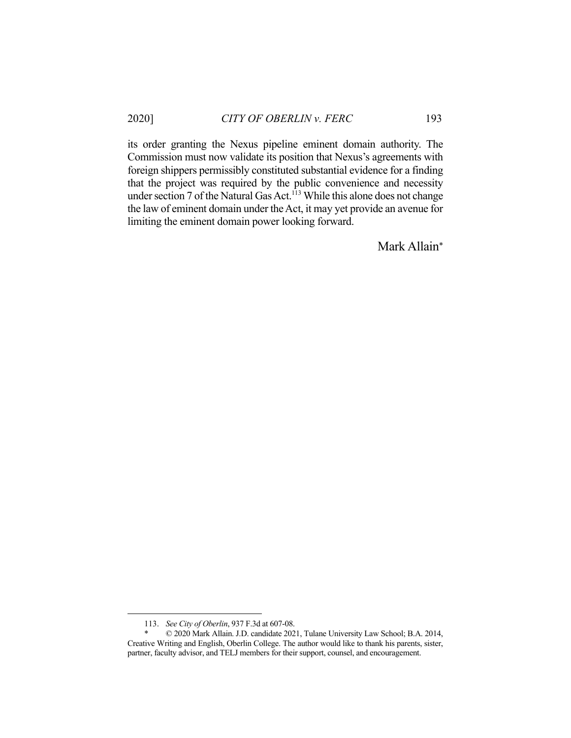its order granting the Nexus pipeline eminent domain authority. The Commission must now validate its position that Nexus's agreements with foreign shippers permissibly constituted substantial evidence for a finding that the project was required by the public convenience and necessity under section 7 of the Natural Gas Act.[113] While this alone does not change the law of eminent domain under the Act, it may yet provide an avenue for limiting the eminent domain power looking forward.

Mark Allain*

---

113. *See City of Oberlin*, 937 F.3d at 607-08.

\* © 2020 Mark Allain. J.D. candidate 2021, Tulane University Law School; B.A. 2014, Creative Writing and English, Oberlin College. The author would like to thank his parents, sister, partner, faculty advisor, and TELJ members for their support, counsel, and encouragement.